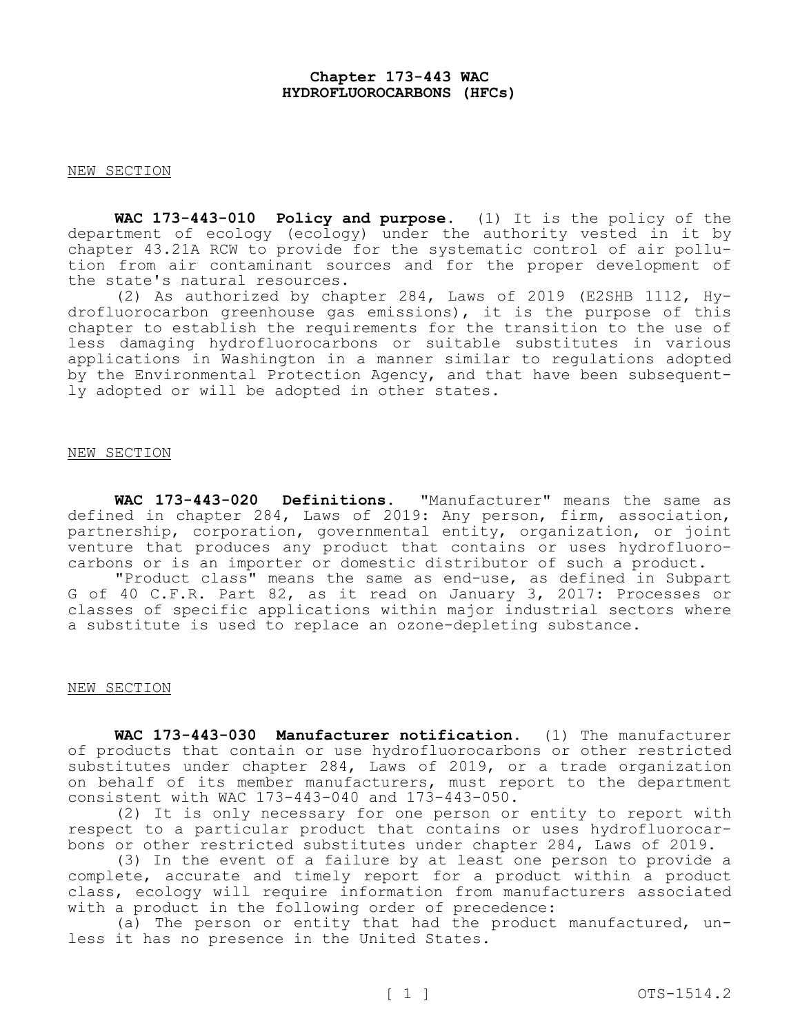# Chapter 173-443 WAC
# HYDROFLUOROCARBONS (HFCs)

NEW SECTION

**WAC 173-443-010 Policy and purpose.** (1) It is the policy of the department of ecology (ecology) under the authority vested in it by chapter 43.21A RCW to provide for the systematic control of air pollution from air contaminant sources and for the proper development of the state's natural resources.

(2) As authorized by chapter 284, Laws of 2019 (E2SHB 1112, Hydrofluorocarbon greenhouse gas emissions), it is the purpose of this chapter to establish the requirements for the transition to the use of less damaging hydrofluorocarbons or suitable substitutes in various applications in Washington in a manner similar to regulations adopted by the Environmental Protection Agency, and that have been subsequently adopted or will be adopted in other states.

NEW SECTION

**WAC 173-443-020 Definitions.** "Manufacturer" means the same as defined in chapter 284, Laws of 2019: Any person, firm, association, partnership, corporation, governmental entity, organization, or joint venture that produces any product that contains or uses hydrofluorocarbons or is an importer or domestic distributor of such a product.

"Product class" means the same as end-use, as defined in Subpart G of 40 C.F.R. Part 82, as it read on January 3, 2017: Processes or classes of specific applications within major industrial sectors where a substitute is used to replace an ozone-depleting substance.

NEW SECTION

**WAC 173-443-030 Manufacturer notification.** (1) The manufacturer of products that contain or use hydrofluorocarbons or other restricted substitutes under chapter 284, Laws of 2019, or a trade organization on behalf of its member manufacturers, must report to the department consistent with WAC 173-443-040 and 173-443-050.

(2) It is only necessary for one person or entity to report with respect to a particular product that contains or uses hydrofluorocarbons or other restricted substitutes under chapter 284, Laws of 2019.

(3) In the event of a failure by at least one person to provide a complete, accurate and timely report for a product within a product class, ecology will require information from manufacturers associated with a product in the following order of precedence:

(a) The person or entity that had the product manufactured, unless it has no presence in the United States.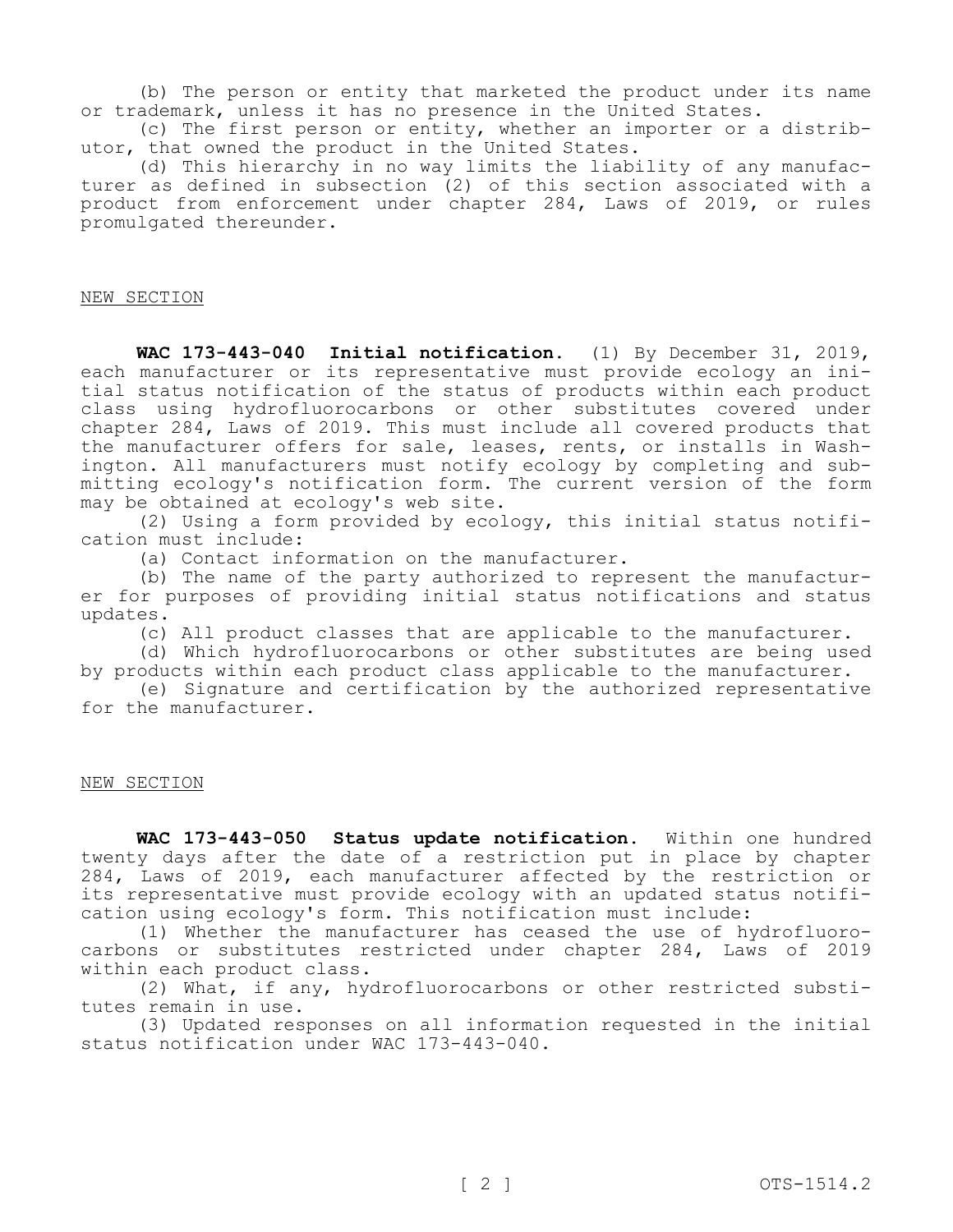(b) The person or entity that marketed the product under its name or trademark, unless it has no presence in the United States.

(c) The first person or entity, whether an importer or a distributor, that owned the product in the United States.

(d) This hierarchy in no way limits the liability of any manufacturer as defined in subsection (2) of this section associated with a product from enforcement under chapter 284, Laws of 2019, or rules promulgated thereunder.

NEW SECTION

**WAC 173-443-040 Initial notification.** (1) By December 31, 2019, each manufacturer or its representative must provide ecology an initial status notification of the status of products within each product class using hydrofluorocarbons or other substitutes covered under chapter 284, Laws of 2019. This must include all covered products that the manufacturer offers for sale, leases, rents, or installs in Washington. All manufacturers must notify ecology by completing and submitting ecology's notification form. The current version of the form may be obtained at ecology's web site.

(2) Using a form provided by ecology, this initial status notification must include:

(a) Contact information on the manufacturer.

(b) The name of the party authorized to represent the manufacturer for purposes of providing initial status notifications and status updates.

(c) All product classes that are applicable to the manufacturer.

(d) Which hydrofluorocarbons or other substitutes are being used by products within each product class applicable to the manufacturer.

(e) Signature and certification by the authorized representative for the manufacturer.

NEW SECTION

**WAC 173-443-050 Status update notification.** Within one hundred twenty days after the date of a restriction put in place by chapter 284, Laws of 2019, each manufacturer affected by the restriction or its representative must provide ecology with an updated status notification using ecology's form. This notification must include:

(1) Whether the manufacturer has ceased the use of hydrofluorocarbons or substitutes restricted under chapter 284, Laws of 2019 within each product class.

(2) What, if any, hydrofluorocarbons or other restricted substitutes remain in use.

(3) Updated responses on all information requested in the initial status notification under WAC 173-443-040.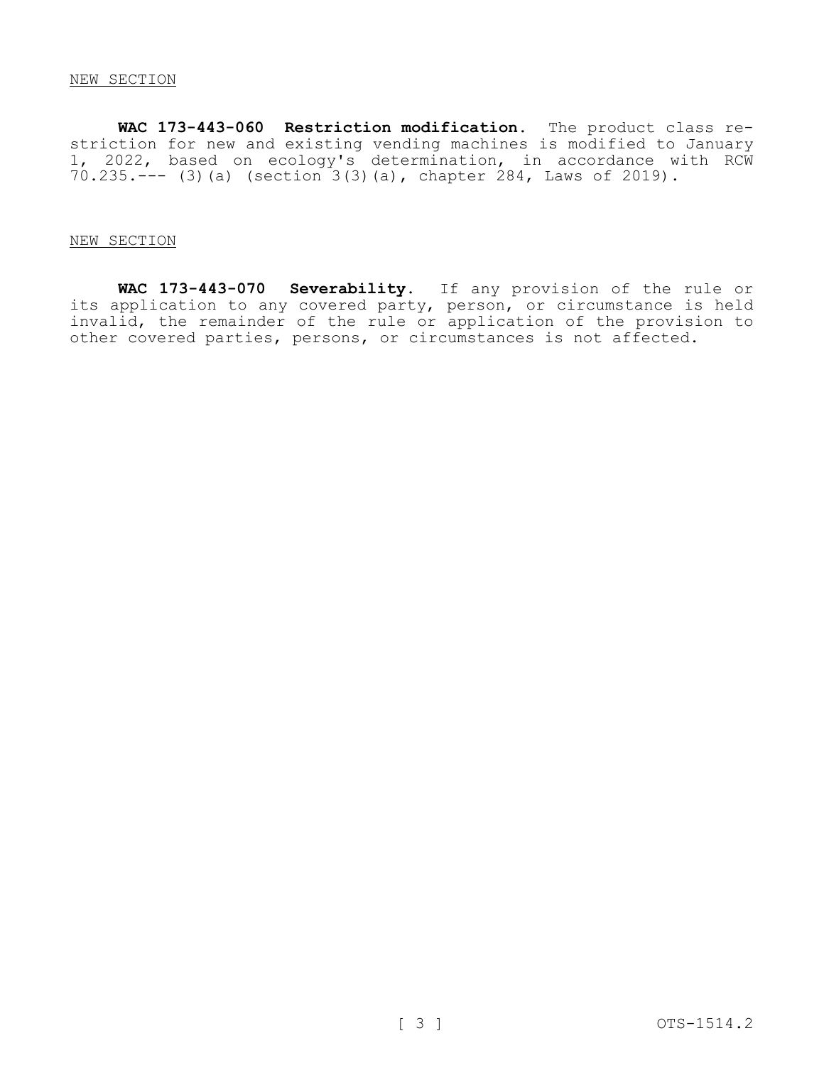<u>NEW SECTION</u>

**WAC 173-443-060 Restriction modification.** The product class restriction for new and existing vending machines is modified to January 1, 2022, based on ecology's determination, in accordance with RCW 70.235.--- (3)(a) (section 3(3)(a), chapter 284, Laws of 2019).

<u>NEW SECTION</u>

**WAC 173-443-070 Severability.** If any provision of the rule or its application to any covered party, person, or circumstance is held invalid, the remainder of the rule or application of the provision to other covered parties, persons, or circumstances is not affected.